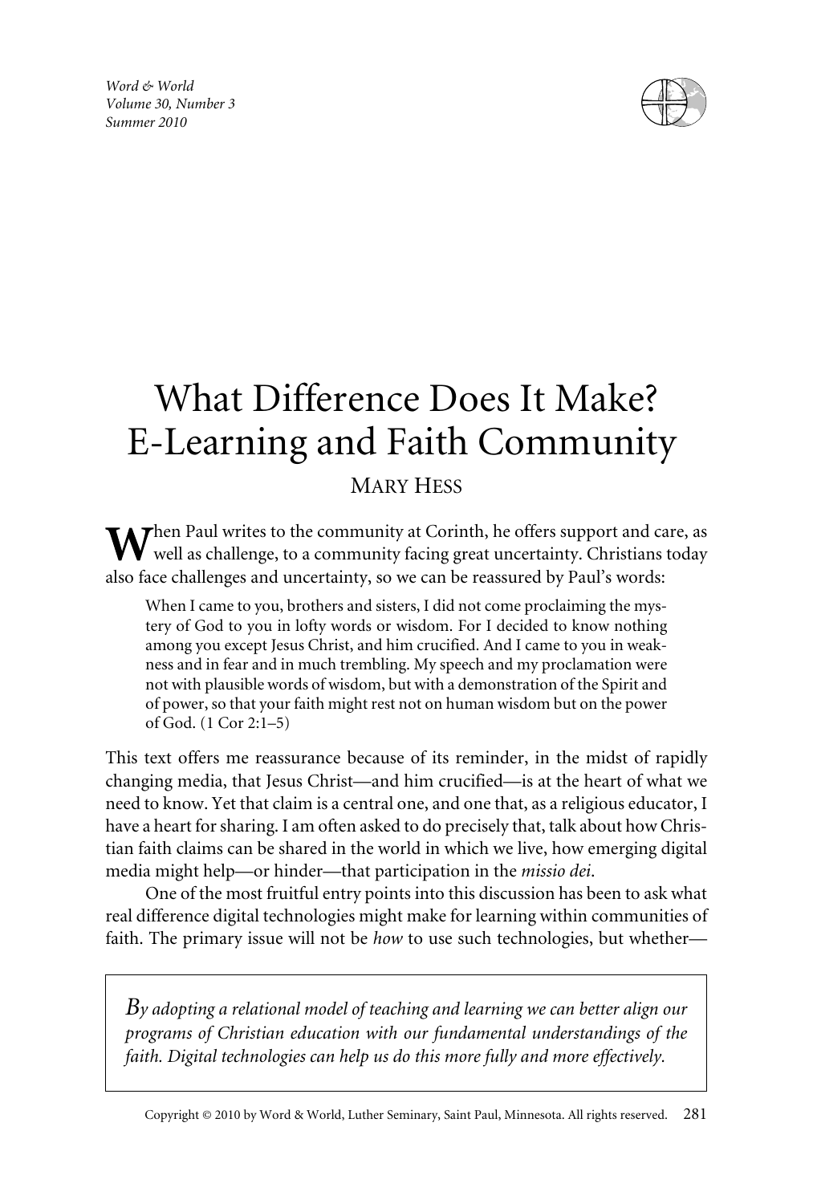# What Difference Does It Make? E-Learning and Faith Community

MARY HESS

When Paul writes to the community at Corinth, he offers support and care, as well as challenge, to a community facing great uncertainty. Christians today also face challenges and uncertainty, so we can be reassured by Paul's words:

> When I came to you, brothers and sisters, I did not come proclaiming the mystery of God to you in lofty words or wisdom. For I decided to know nothing among you except Jesus Christ, and him crucified. And I came to you in weakness and in fear and in much trembling. My speech and my proclamation were not with plausible words of wisdom, but with a demonstration of the Spirit and of power, so that your faith might rest not on human wisdom but on the power of God. (1 Cor 2:1–5)

This text offers me reassurance because of its reminder, in the midst of rapidly changing media, that Jesus Christ—and him crucified—is at the heart of what we need to know. Yet that claim is a central one, and one that, as a religious educator, I have a heart for sharing. I am often asked to do precisely that, talk about how Christian faith claims can be shared in the world in which we live, how emerging digital media might help—or hinder—that participation in the *missio dei*.

One of the most fruitful entry points into this discussion has been to ask what real difference digital technologies might make for learning within communities of faith. The primary issue will not be *how* to use such technologies, but whether—

> *By adopting a relational model of teaching and learning we can better align our programs of Christian education with our fundamental understandings of the faith. Digital technologies can help us do this more fully and more effectively.*

Copyright © 2010 by Word & World, Luther Seminary, Saint Paul, Minnesota. All rights reserved.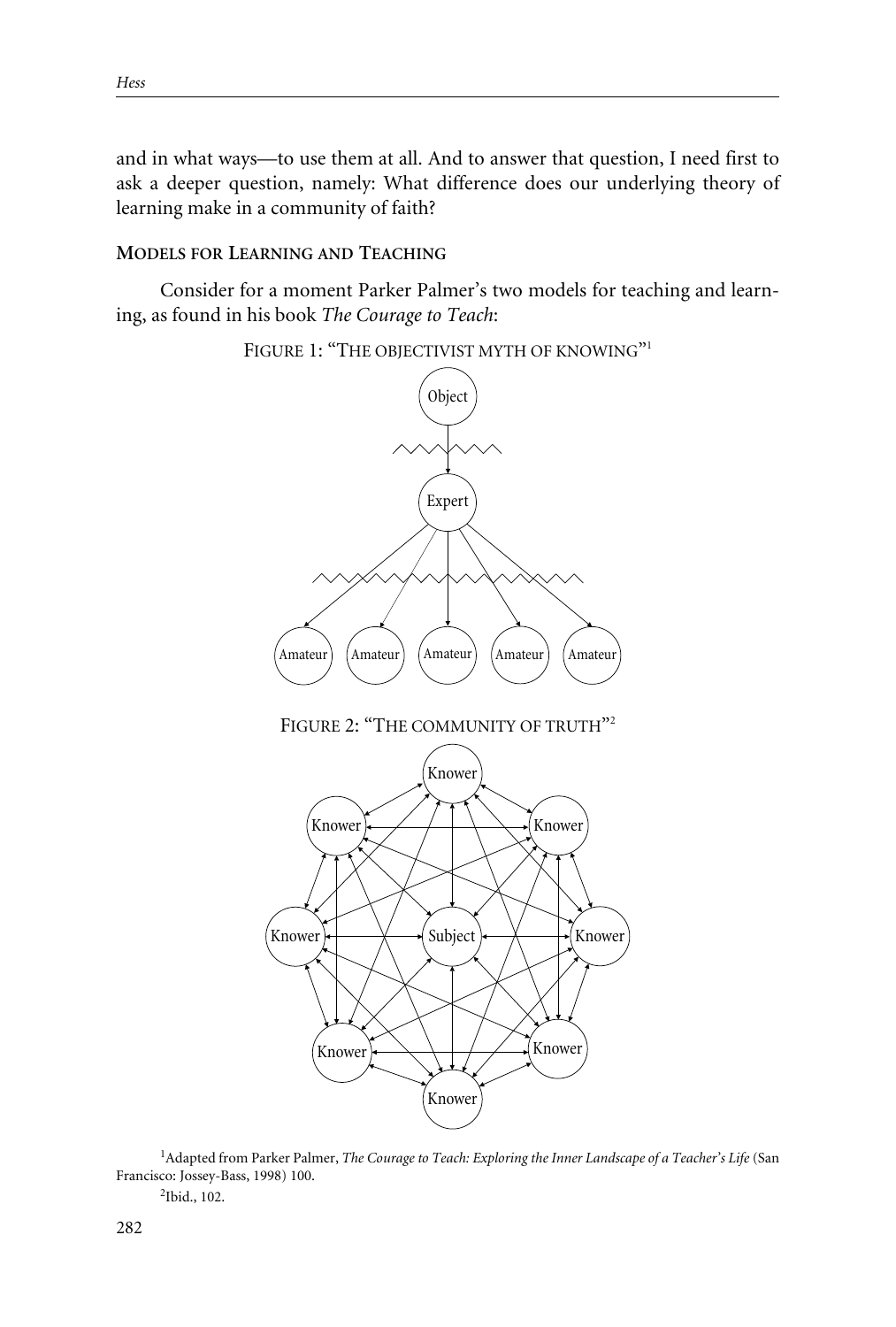and in what ways—to use them at all. And to answer that question, I need first to ask a deeper question, namely: What difference does our underlying theory of learning make in a community of faith?

## MODELS FOR LEARNING AND TEACHING

Consider for a moment Parker Palmer's two models for teaching and learning, as found in his book *The Courage to Teach*:

FIGURE 1: "THE OBJECTIVIST MYTH OF KNOWING"[1]

Object

Expert

Amateur Amateur Amateur Amateur Amateur

FIGURE 2: "THE COMMUNITY OF TRUTH"[2]

Knower Knower Knower Knower Subject Knower Knower Knower Knower

[1]Adapted from Parker Palmer, *The Courage to Teach: Exploring the Inner Landscape of a Teacher's Life* (San Francisco: Jossey-Bass, 1998) 100.

[2]Ibid., 102.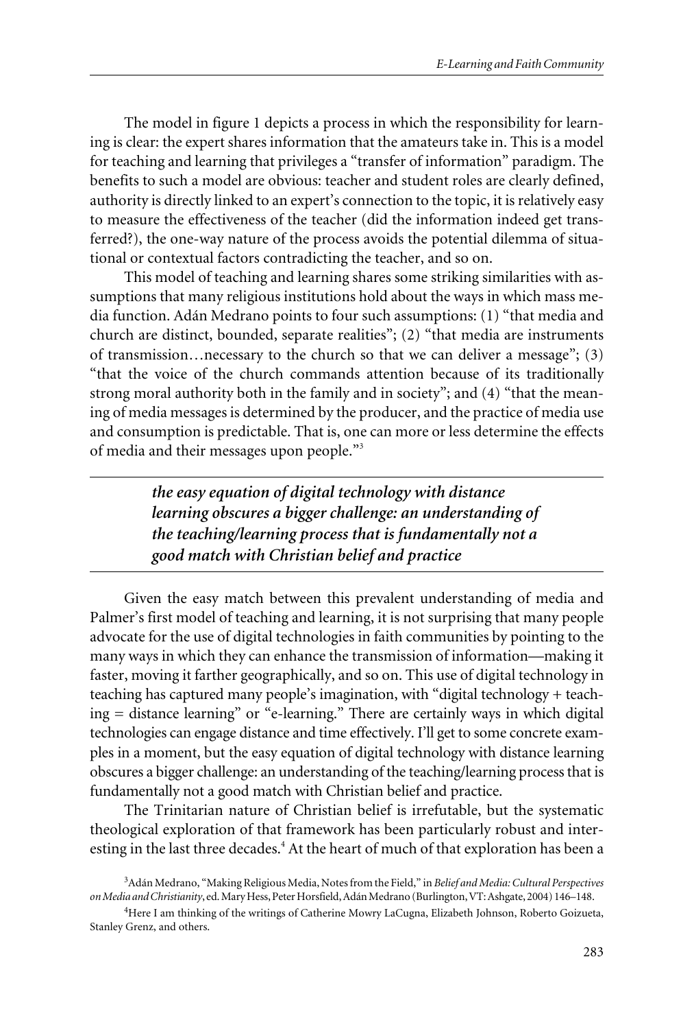The model in figure 1 depicts a process in which the responsibility for learning is clear: the expert shares information that the amateurs take in. This is a model for teaching and learning that privileges a "transfer of information" paradigm. The benefits to such a model are obvious: teacher and student roles are clearly defined, authority is directly linked to an expert's connection to the topic, it is relatively easy to measure the effectiveness of the teacher (did the information indeed get transferred?), the one-way nature of the process avoids the potential dilemma of situational or contextual factors contradicting the teacher, and so on.

This model of teaching and learning shares some striking similarities with assumptions that many religious institutions hold about the ways in which mass media function. Adán Medrano points to four such assumptions: (1) "that media and church are distinct, bounded, separate realities"; (2) "that media are instruments of transmission…necessary to the church so that we can deliver a message"; (3) "that the voice of the church commands attention because of its traditionally strong moral authority both in the family and in society"; and (4) "that the meaning of media messages is determined by the producer, and the practice of media use and consumption is predictable. That is, one can more or less determine the effects of media and their messages upon people."[3]

> ***the easy equation of digital technology with distance learning obscures a bigger challenge: an understanding of the teaching/learning process that is fundamentally not a good match with Christian belief and practice***

Given the easy match between this prevalent understanding of media and Palmer's first model of teaching and learning, it is not surprising that many people advocate for the use of digital technologies in faith communities by pointing to the many ways in which they can enhance the transmission of information—making it faster, moving it farther geographically, and so on. This use of digital technology in teaching has captured many people's imagination, with "digital technology + teaching = distance learning" or "e-learning." There are certainly ways in which digital technologies can engage distance and time effectively. I'll get to some concrete examples in a moment, but the easy equation of digital technology with distance learning obscures a bigger challenge: an understanding of the teaching/learning process that is fundamentally not a good match with Christian belief and practice.

The Trinitarian nature of Christian belief is irrefutable, but the systematic theological exploration of that framework has been particularly robust and interesting in the last three decades.[4] At the heart of much of that exploration has been a

[3] Adán Medrano, "Making Religious Media, Notes from the Field," in *Belief and Media: Cultural Perspectives on Media and Christianity*, ed. Mary Hess, Peter Horsfield, Adán Medrano (Burlington, VT: Ashgate, 2004) 146–148.

[4] Here I am thinking of the writings of Catherine Mowry LaCugna, Elizabeth Johnson, Roberto Goizueta, Stanley Grenz, and others.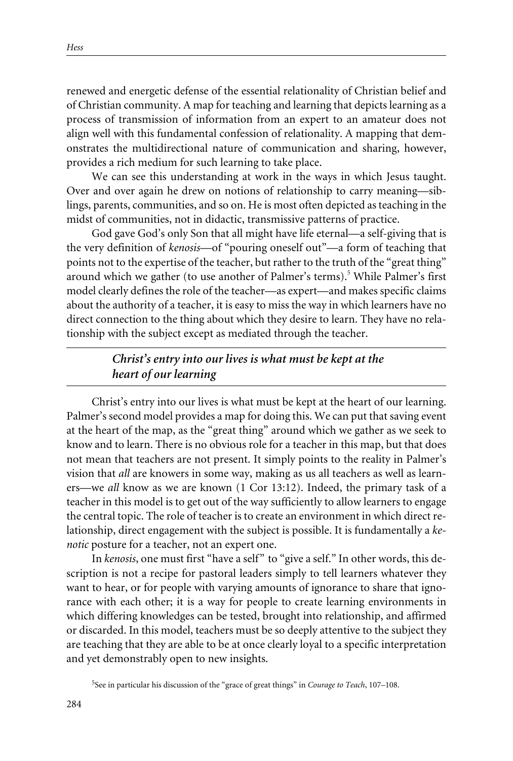renewed and energetic defense of the essential relationality of Christian belief and of Christian community. A map for teaching and learning that depicts learning as a process of transmission of information from an expert to an amateur does not align well with this fundamental confession of relationality. A mapping that demonstrates the multidirectional nature of communication and sharing, however, provides a rich medium for such learning to take place.

We can see this understanding at work in the ways in which Jesus taught. Over and over again he drew on notions of relationship to carry meaning—siblings, parents, communities, and so on. He is most often depicted as teaching in the midst of communities, not in didactic, transmissive patterns of practice.

God gave God's only Son that all might have life eternal—a self-giving that is the very definition of *kenosis*—of "pouring oneself out"—a form of teaching that points not to the expertise of the teacher, but rather to the truth of the "great thing" around which we gather (to use another of Palmer's terms).[5] While Palmer's first model clearly defines the role of the teacher—as expert—and makes specific claims about the authority of a teacher, it is easy to miss the way in which learners have no direct connection to the thing about which they desire to learn. They have no relationship with the subject except as mediated through the teacher.

> ***Christ's entry into our lives is what must be kept at the heart of our learning***

Christ's entry into our lives is what must be kept at the heart of our learning. Palmer's second model provides a map for doing this. We can put that saving event at the heart of the map, as the "great thing" around which we gather as we seek to know and to learn. There is no obvious role for a teacher in this map, but that does not mean that teachers are not present. It simply points to the reality in Palmer's vision that *all* are knowers in some way, making as us all teachers as well as learners—we *all* know as we are known (1 Cor 13:12). Indeed, the primary task of a teacher in this model is to get out of the way sufficiently to allow learners to engage the central topic. The role of teacher is to create an environment in which direct relationship, direct engagement with the subject is possible. It is fundamentally a *kenotic* posture for a teacher, not an expert one.

In *kenosis*, one must first "have a self" to "give a self." In other words, this description is not a recipe for pastoral leaders simply to tell learners whatever they want to hear, or for people with varying amounts of ignorance to share that ignorance with each other; it is a way for people to create learning environments in which differing knowledges can be tested, brought into relationship, and affirmed or discarded. In this model, teachers must be so deeply attentive to the subject they are teaching that they are able to be at once clearly loyal to a specific interpretation and yet demonstrably open to new insights.

[5] See in particular his discussion of the "grace of great things" in *Courage to Teach*, 107–108.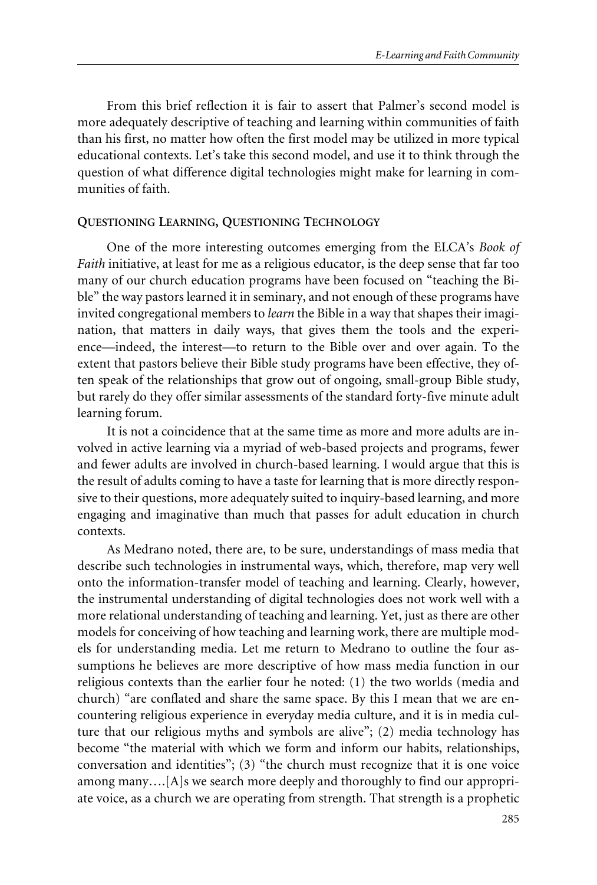From this brief reflection it is fair to assert that Palmer's second model is more adequately descriptive of teaching and learning within communities of faith than his first, no matter how often the first model may be utilized in more typical educational contexts. Let's take this second model, and use it to think through the question of what difference digital technologies might make for learning in communities of faith.

## QUESTIONING LEARNING, QUESTIONING TECHNOLOGY

One of the more interesting outcomes emerging from the ELCA's *Book of Faith* initiative, at least for me as a religious educator, is the deep sense that far too many of our church education programs have been focused on "teaching the Bible" the way pastors learned it in seminary, and not enough of these programs have invited congregational members to *learn* the Bible in a way that shapes their imagination, that matters in daily ways, that gives them the tools and the experience—indeed, the interest—to return to the Bible over and over again. To the extent that pastors believe their Bible study programs have been effective, they often speak of the relationships that grow out of ongoing, small-group Bible study, but rarely do they offer similar assessments of the standard forty-five minute adult learning forum.

It is not a coincidence that at the same time as more and more adults are involved in active learning via a myriad of web-based projects and programs, fewer and fewer adults are involved in church-based learning. I would argue that this is the result of adults coming to have a taste for learning that is more directly responsive to their questions, more adequately suited to inquiry-based learning, and more engaging and imaginative than much that passes for adult education in church contexts.

As Medrano noted, there are, to be sure, understandings of mass media that describe such technologies in instrumental ways, which, therefore, map very well onto the information-transfer model of teaching and learning. Clearly, however, the instrumental understanding of digital technologies does not work well with a more relational understanding of teaching and learning. Yet, just as there are other models for conceiving of how teaching and learning work, there are multiple models for understanding media. Let me return to Medrano to outline the four assumptions he believes are more descriptive of how mass media function in our religious contexts than the earlier four he noted: (1) the two worlds (media and church) "are conflated and share the same space. By this I mean that we are encountering religious experience in everyday media culture, and it is in media culture that our religious myths and symbols are alive"; (2) media technology has become "the material with which we form and inform our habits, relationships, conversation and identities"; (3) "the church must recognize that it is one voice among many….[A]s we search more deeply and thoroughly to find our appropriate voice, as a church we are operating from strength. That strength is a prophetic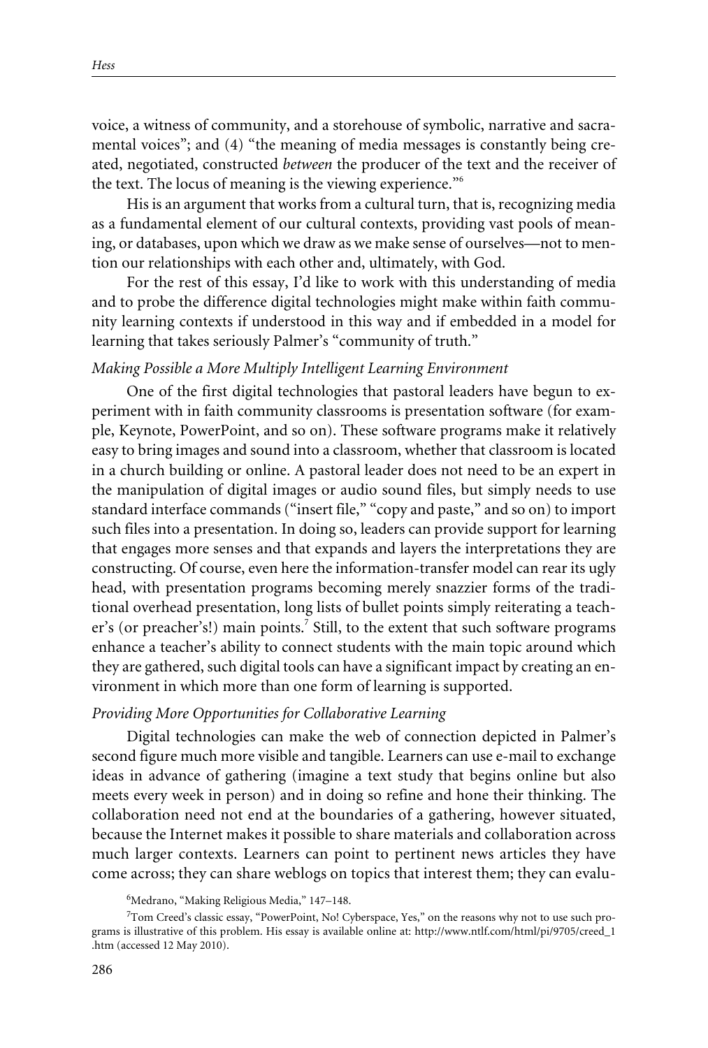voice, a witness of community, and a storehouse of symbolic, narrative and sacramental voices"; and (4) "the meaning of media messages is constantly being created, negotiated, constructed *between* the producer of the text and the receiver of the text. The locus of meaning is the viewing experience."[6]

His is an argument that works from a cultural turn, that is, recognizing media as a fundamental element of our cultural contexts, providing vast pools of meaning, or databases, upon which we draw as we make sense of ourselves—not to mention our relationships with each other and, ultimately, with God.

For the rest of this essay, I'd like to work with this understanding of media and to probe the difference digital technologies might make within faith community learning contexts if understood in this way and if embedded in a model for learning that takes seriously Palmer's "community of truth."

### *Making Possible a More Multiply Intelligent Learning Environment*

One of the first digital technologies that pastoral leaders have begun to experiment with in faith community classrooms is presentation software (for example, Keynote, PowerPoint, and so on). These software programs make it relatively easy to bring images and sound into a classroom, whether that classroom is located in a church building or online. A pastoral leader does not need to be an expert in the manipulation of digital images or audio sound files, but simply needs to use standard interface commands ("insert file," "copy and paste," and so on) to import such files into a presentation. In doing so, leaders can provide support for learning that engages more senses and that expands and layers the interpretations they are constructing. Of course, even here the information-transfer model can rear its ugly head, with presentation programs becoming merely snazzier forms of the traditional overhead presentation, long lists of bullet points simply reiterating a teacher's (or preacher's!) main points.[7] Still, to the extent that such software programs enhance a teacher's ability to connect students with the main topic around which they are gathered, such digital tools can have a significant impact by creating an environment in which more than one form of learning is supported.

### *Providing More Opportunities for Collaborative Learning*

Digital technologies can make the web of connection depicted in Palmer's second figure much more visible and tangible. Learners can use e-mail to exchange ideas in advance of gathering (imagine a text study that begins online but also meets every week in person) and in doing so refine and hone their thinking. The collaboration need not end at the boundaries of a gathering, however situated, because the Internet makes it possible to share materials and collaboration across much larger contexts. Learners can point to pertinent news articles they have come across; they can share weblogs on topics that interest them; they can evalu-

---

[6] Medrano, "Making Religious Media," 147–148.

[7] Tom Creed's classic essay, "PowerPoint, No! Cyberspace, Yes," on the reasons why not to use such programs is illustrative of this problem. His essay is available online at: http://www.ntlf.com/html/pi/9705/creed_1.htm (accessed 12 May 2010).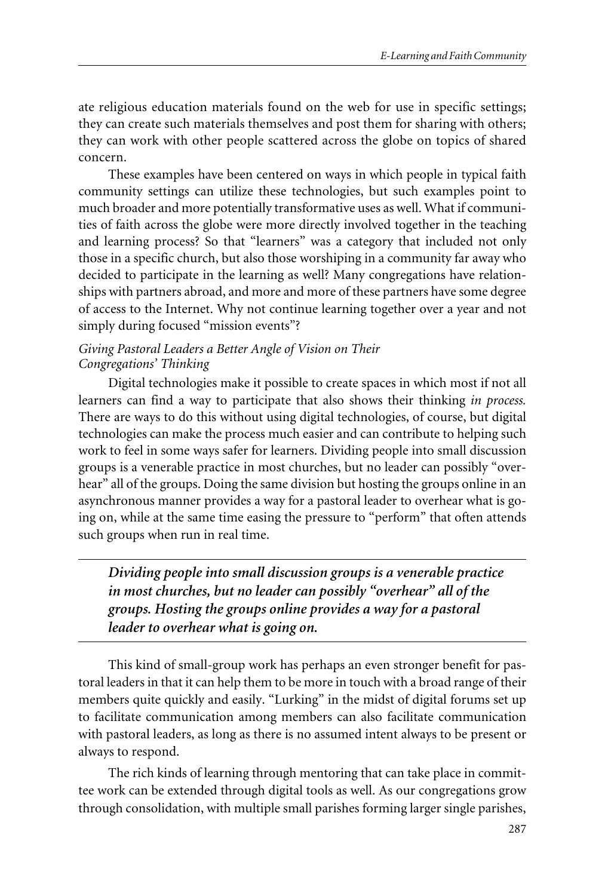ate religious education materials found on the web for use in specific settings; they can create such materials themselves and post them for sharing with others; they can work with other people scattered across the globe on topics of shared concern.

These examples have been centered on ways in which people in typical faith community settings can utilize these technologies, but such examples point to much broader and more potentially transformative uses as well. What if communities of faith across the globe were more directly involved together in the teaching and learning process? So that "learners" was a category that included not only those in a specific church, but also those worshiping in a community far away who decided to participate in the learning as well? Many congregations have relationships with partners abroad, and more and more of these partners have some degree of access to the Internet. Why not continue learning together over a year and not simply during focused "mission events"?

*Giving Pastoral Leaders a Better Angle of Vision on Their Congregations' Thinking*

Digital technologies make it possible to create spaces in which most if not all learners can find a way to participate that also shows their thinking *in process.* There are ways to do this without using digital technologies, of course, but digital technologies can make the process much easier and can contribute to helping such work to feel in some ways safer for learners. Dividing people into small discussion groups is a venerable practice in most churches, but no leader can possibly "overhear" all of the groups. Doing the same division but hosting the groups online in an asynchronous manner provides a way for a pastoral leader to overhear what is going on, while at the same time easing the pressure to "perform" that often attends such groups when run in real time.

> ***Dividing people into small discussion groups is a venerable practice in most churches, but no leader can possibly "overhear" all of the groups. Hosting the groups online provides a way for a pastoral leader to overhear what is going on.***

This kind of small-group work has perhaps an even stronger benefit for pastoral leaders in that it can help them to be more in touch with a broad range of their members quite quickly and easily. "Lurking" in the midst of digital forums set up to facilitate communication among members can also facilitate communication with pastoral leaders, as long as there is no assumed intent always to be present or always to respond.

The rich kinds of learning through mentoring that can take place in committee work can be extended through digital tools as well. As our congregations grow through consolidation, with multiple small parishes forming larger single parishes,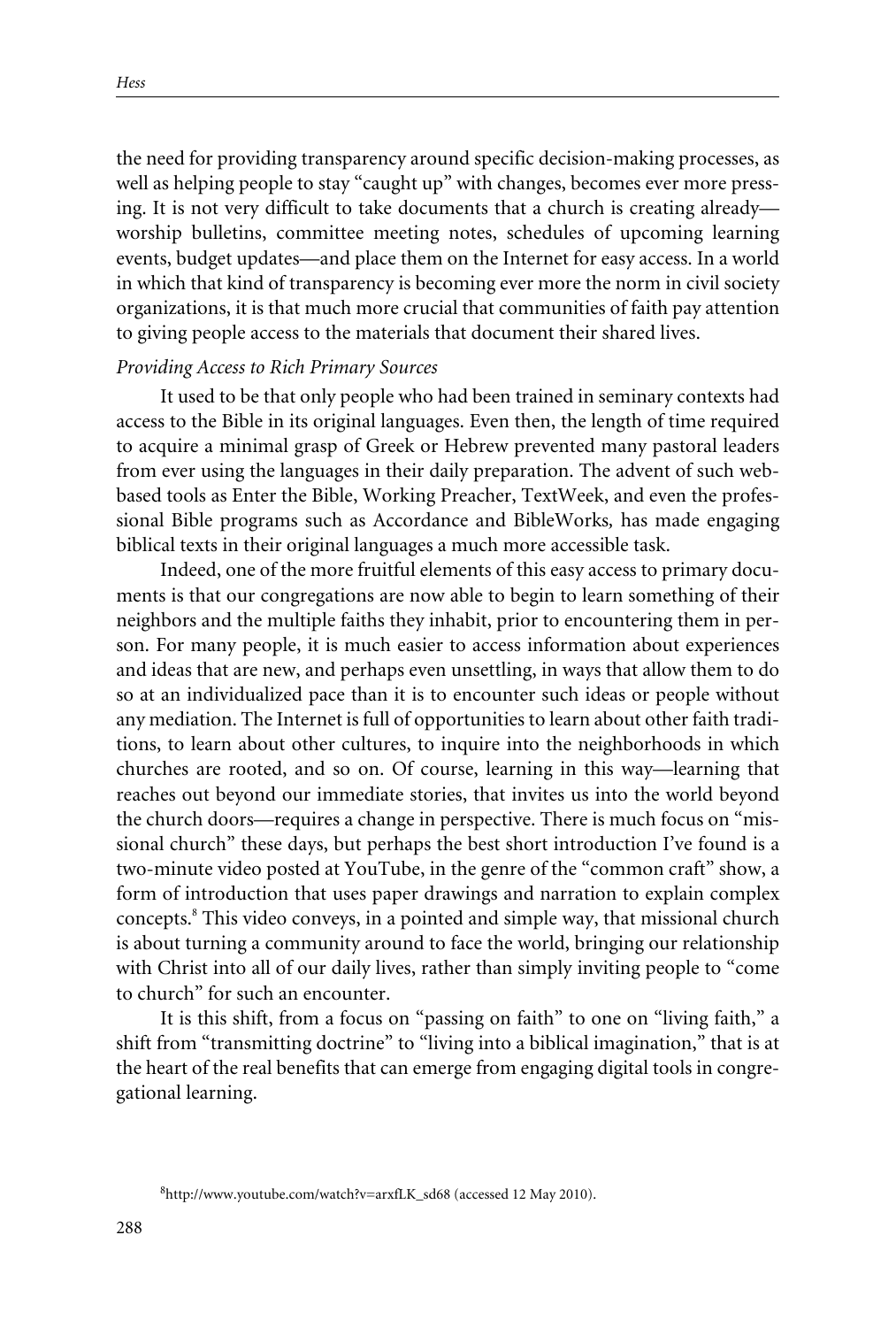the need for providing transparency around specific decision-making processes, as well as helping people to stay "caught up" with changes, becomes ever more pressing. It is not very difficult to take documents that a church is creating already—worship bulletins, committee meeting notes, schedules of upcoming learning events, budget updates—and place them on the Internet for easy access. In a world in which that kind of transparency is becoming ever more the norm in civil society organizations, it is that much more crucial that communities of faith pay attention to giving people access to the materials that document their shared lives.

*Providing Access to Rich Primary Sources*

It used to be that only people who had been trained in seminary contexts had access to the Bible in its original languages. Even then, the length of time required to acquire a minimal grasp of Greek or Hebrew prevented many pastoral leaders from ever using the languages in their daily preparation. The advent of such web-based tools as Enter the Bible, Working Preacher, TextWeek, and even the professional Bible programs such as Accordance and BibleWorks, has made engaging biblical texts in their original languages a much more accessible task.

Indeed, one of the more fruitful elements of this easy access to primary documents is that our congregations are now able to begin to learn something of their neighbors and the multiple faiths they inhabit, prior to encountering them in person. For many people, it is much easier to access information about experiences and ideas that are new, and perhaps even unsettling, in ways that allow them to do so at an individualized pace than it is to encounter such ideas or people without any mediation. The Internet is full of opportunities to learn about other faith traditions, to learn about other cultures, to inquire into the neighborhoods in which churches are rooted, and so on. Of course, learning in this way—learning that reaches out beyond our immediate stories, that invites us into the world beyond the church doors—requires a change in perspective. There is much focus on "missional church" these days, but perhaps the best short introduction I've found is a two-minute video posted at YouTube, in the genre of the "common craft" show, a form of introduction that uses paper drawings and narration to explain complex concepts.[8] This video conveys, in a pointed and simple way, that missional church is about turning a community around to face the world, bringing our relationship with Christ into all of our daily lives, rather than simply inviting people to "come to church" for such an encounter.

It is this shift, from a focus on "passing on faith" to one on "living faith," a shift from "transmitting doctrine" to "living into a biblical imagination," that is at the heart of the real benefits that can emerge from engaging digital tools in congregational learning.

[8] http://www.youtube.com/watch?v=arxfLK_sd68 (accessed 12 May 2010).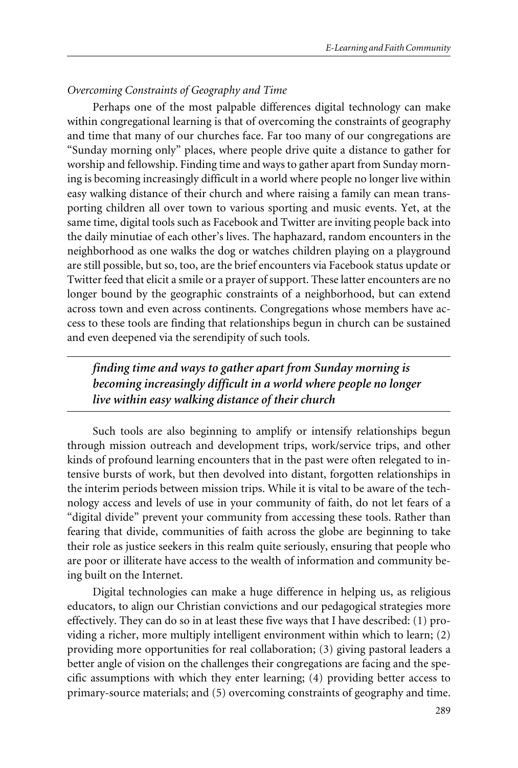### *Overcoming Constraints of Geography and Time*

Perhaps one of the most palpable differences digital technology can make within congregational learning is that of overcoming the constraints of geography and time that many of our churches face. Far too many of our congregations are "Sunday morning only" places, where people drive quite a distance to gather for worship and fellowship. Finding time and ways to gather apart from Sunday morning is becoming increasingly difficult in a world where people no longer live within easy walking distance of their church and where raising a family can mean transporting children all over town to various sporting and music events. Yet, at the same time, digital tools such as Facebook and Twitter are inviting people back into the daily minutiae of each other's lives. The haphazard, random encounters in the neighborhood as one walks the dog or watches children playing on a playground are still possible, but so, too, are the brief encounters via Facebook status update or Twitter feed that elicit a smile or a prayer of support. These latter encounters are no longer bound by the geographic constraints of a neighborhood, but can extend across town and even across continents. Congregations whose members have access to these tools are finding that relationships begun in church can be sustained and even deepened via the serendipity of such tools.

> ***finding time and ways to gather apart from Sunday morning is becoming increasingly difficult in a world where people no longer live within easy walking distance of their church***

Such tools are also beginning to amplify or intensify relationships begun through mission outreach and development trips, work/service trips, and other kinds of profound learning encounters that in the past were often relegated to intensive bursts of work, but then devolved into distant, forgotten relationships in the interim periods between mission trips. While it is vital to be aware of the technology access and levels of use in your community of faith, do not let fears of a "digital divide" prevent your community from accessing these tools. Rather than fearing that divide, communities of faith across the globe are beginning to take their role as justice seekers in this realm quite seriously, ensuring that people who are poor or illiterate have access to the wealth of information and community being built on the Internet.

Digital technologies can make a huge difference in helping us, as religious educators, to align our Christian convictions and our pedagogical strategies more effectively. They can do so in at least these five ways that I have described: (1) providing a richer, more multiply intelligent environment within which to learn; (2) providing more opportunities for real collaboration; (3) giving pastoral leaders a better angle of vision on the challenges their congregations are facing and the specific assumptions with which they enter learning; (4) providing better access to primary-source materials; and (5) overcoming constraints of geography and time.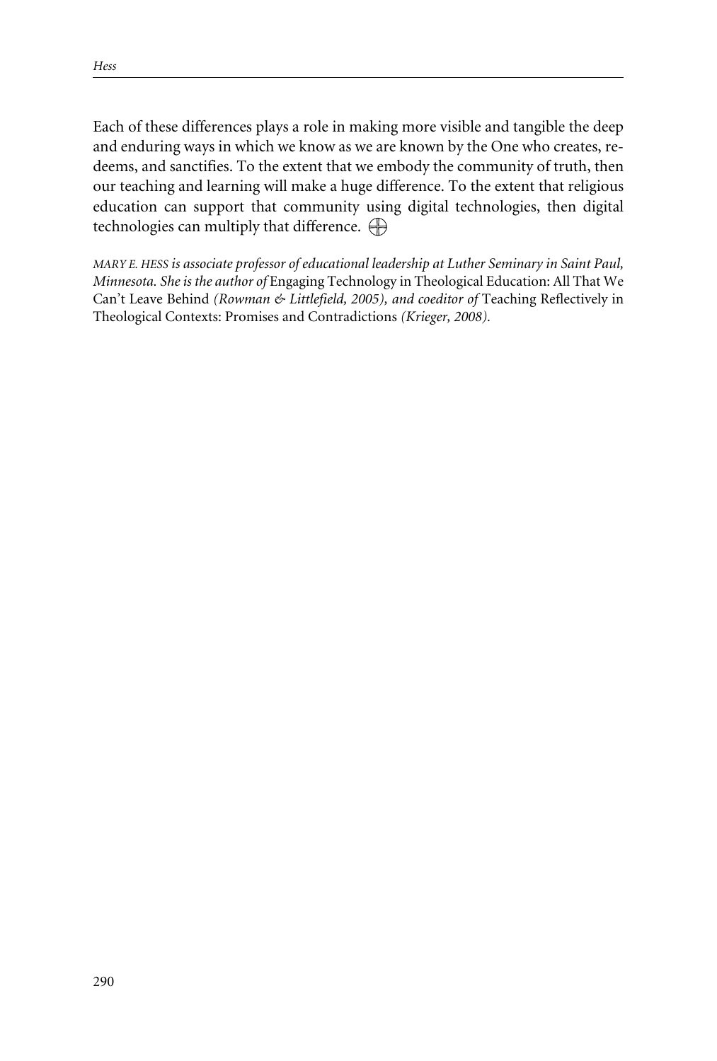Each of these differences plays a role in making more visible and tangible the deep and enduring ways in which we know as we are known by the One who creates, redeems, and sanctifies. To the extent that we embody the community of truth, then our teaching and learning will make a huge difference. To the extent that religious education can support that community using digital technologies, then digital technologies can multiply that difference.

*MARY E. HESS is associate professor of educational leadership at Luther Seminary in Saint Paul, Minnesota. She is the author of* Engaging Technology in Theological Education: All That We Can't Leave Behind *(Rowman & Littlefield, 2005), and coeditor of* Teaching Reflectively in Theological Contexts: Promises and Contradictions *(Krieger, 2008).*